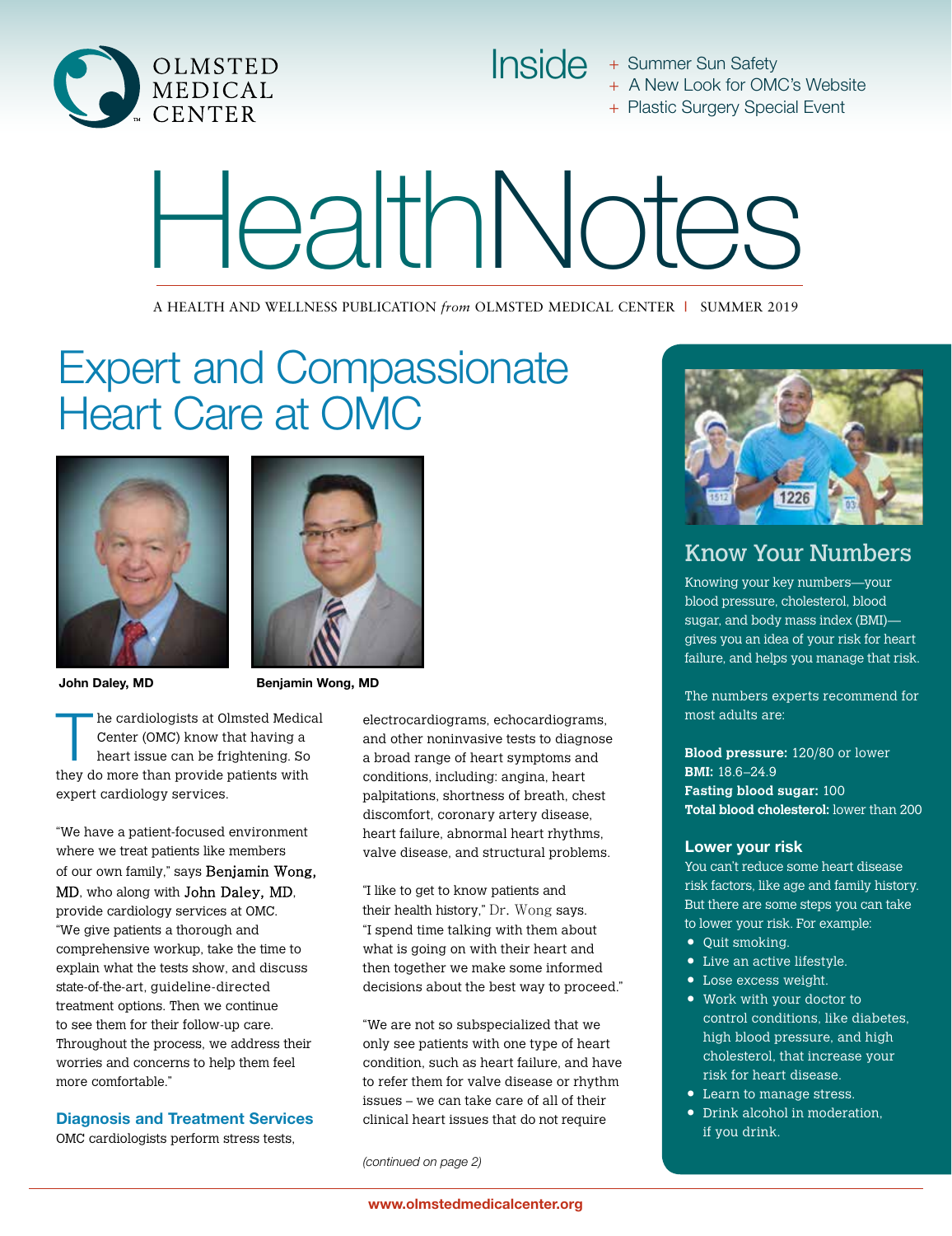OLMSTED MEDICAL CENTER

Inside
+ Summer Sun Safety
+ A New Look for OMC's Website
+ Plastic Surgery Special Event

# HealthNotes

A HEALTH AND WELLNESS PUBLICATION *from* OLMSTED MEDICAL CENTER | SUMMER 2019

## Expert and Compassionate Heart Care at OMC

**John Daley, MD**

**Benjamin Wong, MD**

The cardiologists at Olmsted Medical Center (OMC) know that having a heart issue can be frightening. So they do more than provide patients with expert cardiology services.

"We have a patient-focused environment where we treat patients like members of our own family," says Benjamin Wong, MD, who along with John Daley, MD, provide cardiology services at OMC. "We give patients a thorough and comprehensive workup, take the time to explain what the tests show, and discuss state-of-the-art, guideline-directed treatment options. Then we continue to see them for their follow-up care. Throughout the process, we address their worries and concerns to help them feel more comfortable."

### Diagnosis and Treatment Services

OMC cardiologists perform stress tests, electrocardiograms, echocardiograms, and other noninvasive tests to diagnose a broad range of heart symptoms and conditions, including: angina, heart palpitations, shortness of breath, chest discomfort, coronary artery disease, heart failure, abnormal heart rhythms, valve disease, and structural problems.

"I like to get to know patients and their health history," Dr. Wong says. "I spend time talking with them about what is going on with their heart and then together we make some informed decisions about the best way to proceed."

"We are not so subspecialized that we only see patients with one type of heart condition, such as heart failure, and have to refer them for valve disease or rhythm issues – we can take care of all of their clinical heart issues that do not require

*(continued on page 2)*

## Know Your Numbers

Knowing your key numbers—your blood pressure, cholesterol, blood sugar, and body mass index (BMI)—gives you an idea of your risk for heart failure, and helps you manage that risk.

The numbers experts recommend for most adults are:

**Blood pressure:** 120/80 or lower
**BMI:** 18.6–24.9
**Fasting blood sugar:** 100
**Total blood cholesterol:** lower than 200

### Lower your risk

You can't reduce some heart disease risk factors, like age and family history. But there are some steps you can take to lower your risk. For example:

- Quit smoking.
- Live an active lifestyle.
- Lose excess weight.
- Work with your doctor to control conditions, like diabetes, high blood pressure, and high cholesterol, that increase your risk for heart disease.
- Learn to manage stress.
- Drink alcohol in moderation, if you drink.

www.olmstedmedicalcenter.org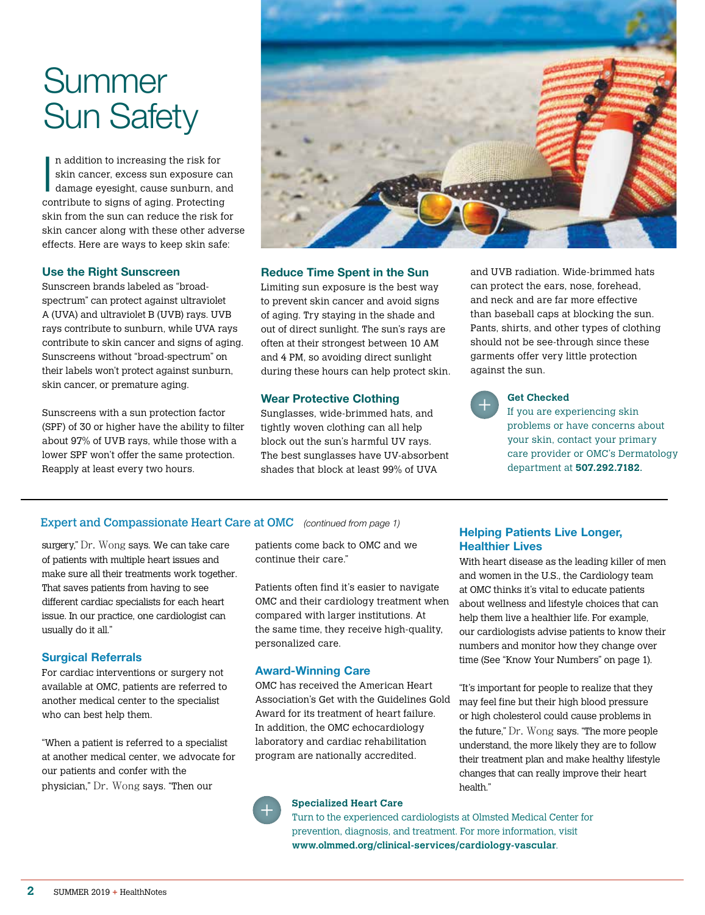# Summer Sun Safety

In addition to increasing the risk for skin cancer, excess sun exposure can damage eyesight, cause sunburn, and contribute to signs of aging. Protecting skin from the sun can reduce the risk for skin cancer along with these other adverse effects. Here are ways to keep skin safe:

### Use the Right Sunscreen

Sunscreen brands labeled as "broad-spectrum" can protect against ultraviolet A (UVA) and ultraviolet B (UVB) rays. UVB rays contribute to sunburn, while UVA rays contribute to skin cancer and signs of aging. Sunscreens without "broad-spectrum" on their labels won't protect against sunburn, skin cancer, or premature aging.

Sunscreens with a sun protection factor (SPF) of 30 or higher have the ability to filter about 97% of UVB rays, while those with a lower SPF won't offer the same protection. Reapply at least every two hours.

### Reduce Time Spent in the Sun

Limiting sun exposure is the best way to prevent skin cancer and avoid signs of aging. Try staying in the shade and out of direct sunlight. The sun's rays are often at their strongest between 10 AM and 4 PM, so avoiding direct sunlight during these hours can help protect skin.

### Wear Protective Clothing

Sunglasses, wide-brimmed hats, and tightly woven clothing can all help block out the sun's harmful UV rays. The best sunglasses have UV-absorbent shades that block at least 99% of UVA and UVB radiation. Wide-brimmed hats can protect the ears, nose, forehead, and neck and are far more effective than baseball caps at blocking the sun. Pants, shirts, and other types of clothing should not be see-through since these garments offer very little protection against the sun.

**Get Checked**

If you are experiencing skin problems or have concerns about your skin, contact your primary care provider or OMC's Dermatology department at **507.292.7182**.

---

## Expert and Compassionate Heart Care at OMC *(continued from page 1)*

surgery," Dr. Wong says. We can take care of patients with multiple heart issues and make sure all their treatments work together. That saves patients from having to see different cardiac specialists for each heart issue. In our practice, one cardiologist can usually do it all."

### Surgical Referrals

For cardiac interventions or surgery not available at OMC, patients are referred to another medical center to the specialist who can best help them.

"When a patient is referred to a specialist at another medical center, we advocate for our patients and confer with the physician," Dr. Wong says. "Then our patients come back to OMC and we continue their care."

Patients often find it's easier to navigate OMC and their cardiology treatment when compared with larger institutions. At the same time, they receive high-quality, personalized care.

### Award-Winning Care

OMC has received the American Heart Association's Get with the Guidelines Gold Award for its treatment of heart failure. In addition, the OMC echocardiology laboratory and cardiac rehabilitation program are nationally accredited.

### Helping Patients Live Longer, Healthier Lives

With heart disease as the leading killer of men and women in the U.S., the Cardiology team at OMC thinks it's vital to educate patients about wellness and lifestyle choices that can help them live a healthier life. For example, our cardiologists advise patients to know their numbers and monitor how they change over time (See "Know Your Numbers" on page 1).

"It's important for people to realize that they may feel fine but their high blood pressure or high cholesterol could cause problems in the future," Dr. Wong says. "The more people understand, the more likely they are to follow their treatment plan and make healthy lifestyle changes that can really improve their heart health."

**Specialized Heart Care**

Turn to the experienced cardiologists at Olmsted Medical Center for prevention, diagnosis, and treatment. For more information, visit **www.olmmed.org/clinical-services/cardiology-vascular**.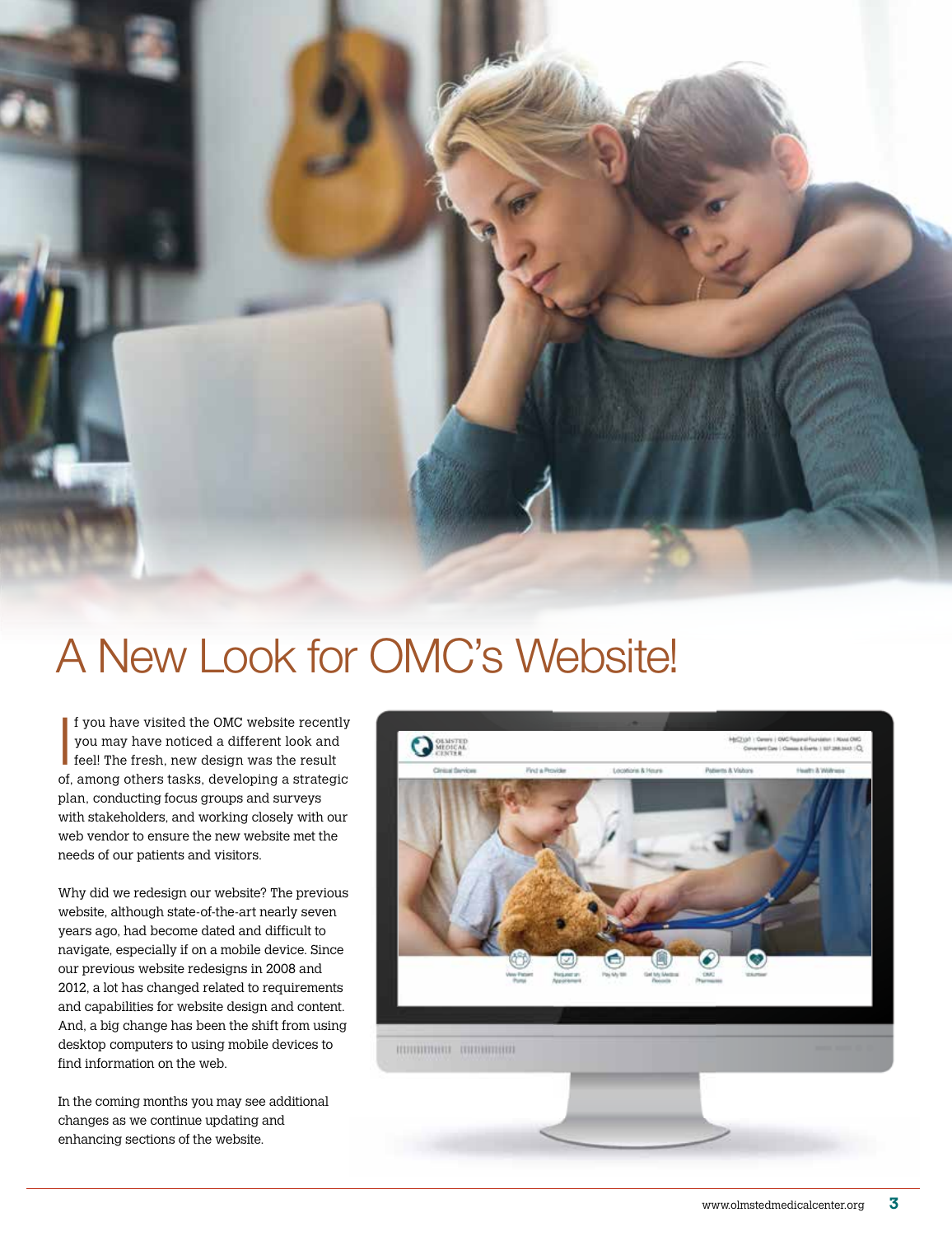# A New Look for OMC's Website!

If you have visited the OMC website recently you may have noticed a different look and feel! The fresh, new design was the result of, among others tasks, developing a strategic plan, conducting focus groups and surveys with stakeholders, and working closely with our web vendor to ensure the new website met the needs of our patients and visitors.

Why did we redesign our website? The previous website, although state-of-the-art nearly seven years ago, had become dated and difficult to navigate, especially if on a mobile device. Since our previous website redesigns in 2008 and 2012, a lot has changed related to requirements and capabilities for website design and content. And, a big change has been the shift from using desktop computers to using mobile devices to find information on the web.

In the coming months you may see additional changes as we continue updating and enhancing sections of the website.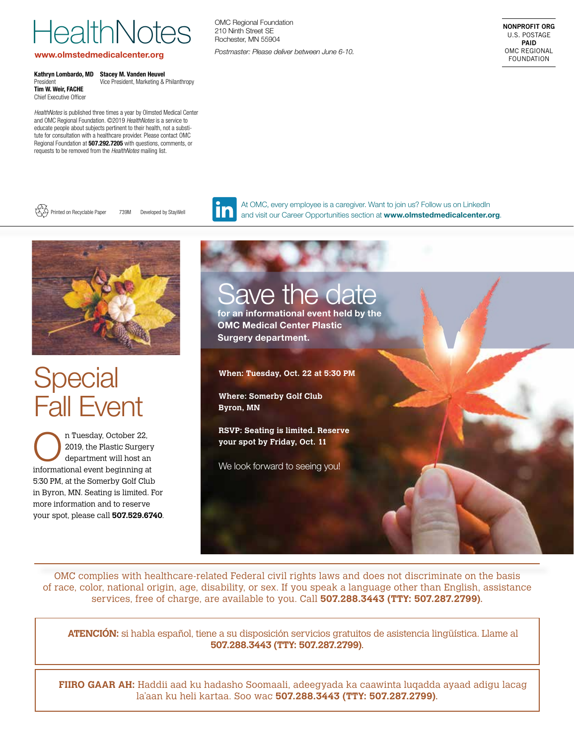# HealthNotes

**www.olmstedmedicalcenter.org**

**Kathryn Lombardo, MD**
President

**Tim W. Weir, FACHE**
Chief Executive Officer

**Stacey M. Vanden Heuvel**
Vice President, Marketing & Philanthropy

*HealthNotes* is published three times a year by Olmsted Medical Center and OMC Regional Foundation. ©2019 *HealthNotes* is a service to educate people about subjects pertinent to their health, not a substitute for consultation with a healthcare provider. Please contact OMC Regional Foundation at **507.292.7205** with questions, comments, or requests to be removed from the *HealthNotes* mailing list.

OMC Regional Foundation
210 Ninth Street SE
Rochester, MN 55904

*Postmaster: Please deliver between June 6-10.*

**NONPROFIT ORG**
U.S. POSTAGE
**PAID**
OMC REGIONAL
FOUNDATION

Printed on Recyclable Paper 739M Developed by StayWell

At OMC, every employee is a caregiver. Want to join us? Follow us on LinkedIn and visit our Career Opportunities section at **www.olmstedmedicalcenter.org**.

# Special Fall Event

On Tuesday, October 22, 2019, the Plastic Surgery department will host an informational event beginning at 5:30 PM, at the Somerby Golf Club in Byron, MN. Seating is limited. For more information and to reserve your spot, please call **507.529.6740**.

## Save the date

**for an informational event held by the OMC Medical Center Plastic Surgery department.**

**When: Tuesday, Oct. 22 at 5:30 PM**

**Where: Somerby Golf Club Byron, MN**

**RSVP: Seating is limited. Reserve your spot by Friday, Oct. 11**

We look forward to seeing you!

OMC complies with healthcare-related Federal civil rights laws and does not discriminate on the basis of race, color, national origin, age, disability, or sex. If you speak a language other than English, assistance services, free of charge, are available to you. Call **507.288.3443 (TTY: 507.287.2799)**.

**ATENCIÓN:** si habla español, tiene a su disposición servicios gratuitos de asistencia lingüística. Llame al **507.288.3443 (TTY: 507.287.2799)**.

**FIIRO GAAR AH:** Haddii aad ku hadasho Soomaali, adeegyada ka caawinta luqadda ayaad adigu lacag la'aan ku heli kartaa. Soo wac **507.288.3443 (TTY: 507.287.2799)**.